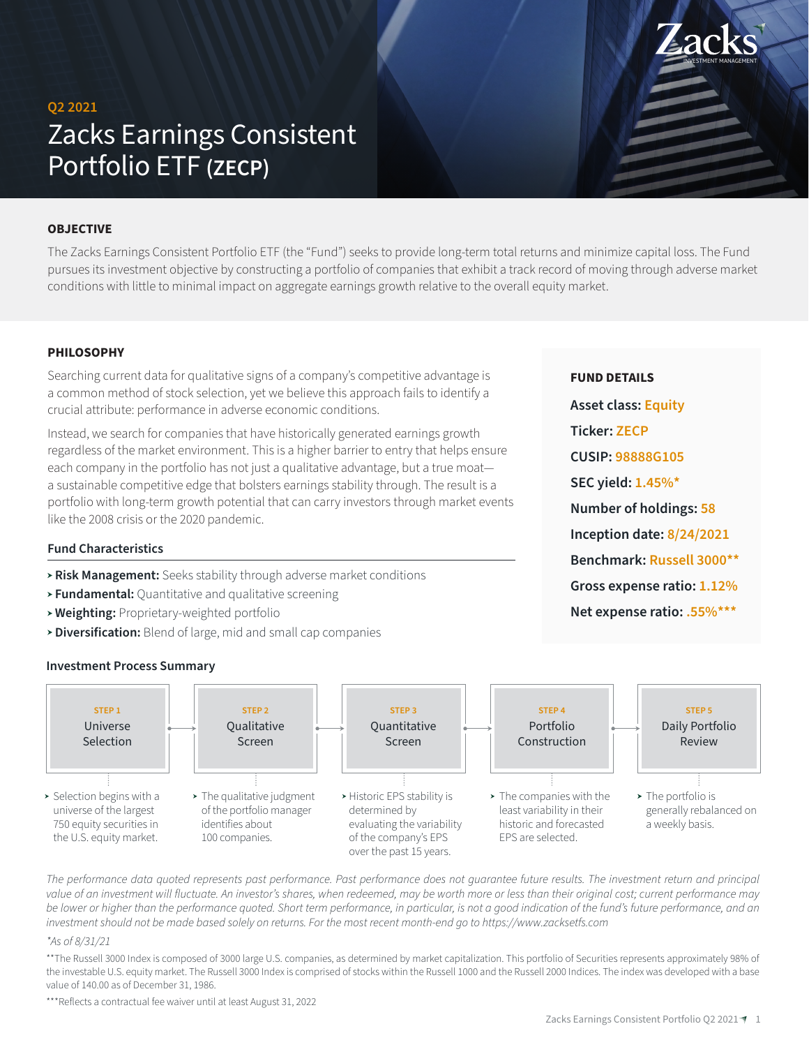Q2 2021

# Zacks Earnings Consistent Portfolio ETF (ZECP)

## OBJECTIVE

The Zacks Earnings Consistent Portfolio ETF (the "Fund") seeks to provide long-term total returns and minimize capital loss. The Fund pursues its investment objective by constructing a portfolio of companies that exhibit a track record of moving through adverse market conditions with little to minimal impact on aggregate earnings growth relative to the overall equity market.

## PHILOSOPHY

Searching current data for qualitative signs of a company's competitive advantage is a common method of stock selection, yet we believe this approach fails to identify a crucial attribute: performance in adverse economic conditions.

Instead, we search for companies that have historically generated earnings growth regardless of the market environment. This is a higher barrier to entry that helps ensure each company in the portfolio has not just a qualitative advantage, but a true moat—a sustainable competitive edge that bolsters earnings stability through. The result is a portfolio with long-term growth potential that can carry investors through market events like the 2008 crisis or the 2020 pandemic.

### Fund Characteristics

- **Risk Management:** Seeks stability through adverse market conditions
- **Fundamental:** Quantitative and qualitative screening
- **Weighting:** Proprietary-weighted portfolio
- **Diversification:** Blend of large, mid and small cap companies

## FUND DETAILS

**Asset class:** Equity

**Ticker:** ZECP

**CUSIP:** 98888G105

**SEC yield:** 1.45%*

**Number of holdings:** 58

**Inception date:** 8/24/2021

**Benchmark:** Russell 3000**

**Gross expense ratio:** 1.12%

**Net expense ratio:** .55%***

### Investment Process Summary

**STEP 1 – Universe Selection**
- Selection begins with a universe of the largest 750 equity securities in the U.S. equity market.

**STEP 2 – Qualitative Screen**
- The qualitative judgment of the portfolio manager identifies about 100 companies.

**STEP 3 – Quantitative Screen**
- Historic EPS stability is determined by evaluating the variability of the company's EPS over the past 15 years.

**STEP 4 – Portfolio Construction**
- The companies with the least variability in their historic and forecasted EPS are selected.

**STEP 5 – Daily Portfolio Review**
- The portfolio is generally rebalanced on a weekly basis.

*The performance data quoted represents past performance. Past performance does not guarantee future results. The investment return and principal value of an investment will fluctuate. An investor's shares, when redeemed, may be worth more or less than their original cost; current performance may be lower or higher than the performance quoted. Short term performance, in particular, is not a good indication of the fund's future performance, and an investment should not be made based solely on returns. For the most recent month-end go to https://www.zacksetfs.com*

*\*As of 8/31/21*

**The Russell 3000 Index is composed of 3000 large U.S. companies, as determined by market capitalization. This portfolio of Securities represents approximately 98% of the investable U.S. equity market. The Russell 3000 Index is comprised of stocks within the Russell 1000 and the Russell 2000 Indices. The index was developed with a base value of 140.00 as of December 31, 1986.

***Reflects a contractual fee waiver until at least August 31, 2022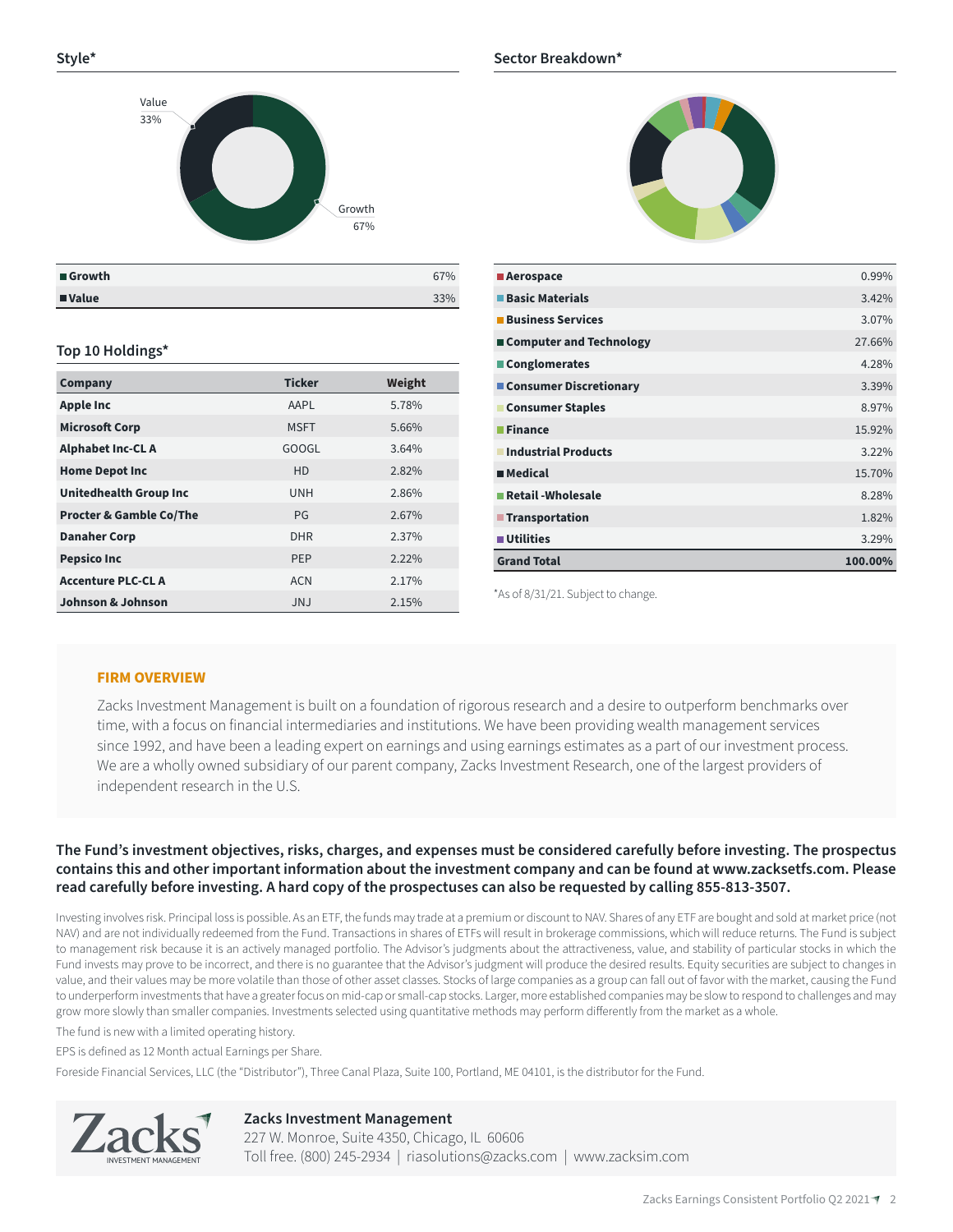## Style*

Value
33%

Growth
67%

| | |
|---|---|
| **Growth** | 67% |
| **Value** | 33% |

## Sector Breakdown*

| | |
|---|---|
| **Aerospace** | 0.99% |
| **Basic Materials** | 3.42% |
| **Business Services** | 3.07% |
| **Computer and Technology** | 27.66% |
| **Conglomerates** | 4.28% |
| **Consumer Discretionary** | 3.39% |
| **Consumer Staples** | 8.97% |
| **Finance** | 15.92% |
| **Industrial Products** | 3.22% |
| **Medical** | 15.70% |
| **Retail -Wholesale** | 8.28% |
| **Transportation** | 1.82% |
| **Utilities** | 3.29% |
| **Grand Total** | **100.00%** |

*As of 8/31/21. Subject to change.

## Top 10 Holdings*

| Company | Ticker | Weight |
|---|---|---|
| **Apple Inc** | AAPL | 5.78% |
| **Microsoft Corp** | MSFT | 5.66% |
| **Alphabet Inc-CL A** | GOOGL | 3.64% |
| **Home Depot Inc** | HD | 2.82% |
| **Unitedhealth Group Inc** | UNH | 2.86% |
| **Procter & Gamble Co/The** | PG | 2.67% |
| **Danaher Corp** | DHR | 2.37% |
| **Pepsico Inc** | PEP | 2.22% |
| **Accenture PLC-CL A** | ACN | 2.17% |
| **Johnson & Johnson** | JNJ | 2.15% |

### FIRM OVERVIEW

Zacks Investment Management is built on a foundation of rigorous research and a desire to outperform benchmarks over time, with a focus on financial intermediaries and institutions. We have been providing wealth management services since 1992, and have been a leading expert on earnings and using earnings estimates as a part of our investment process. We are a wholly owned subsidiary of our parent company, Zacks Investment Research, one of the largest providers of independent research in the U.S.

**The Fund's investment objectives, risks, charges, and expenses must be considered carefully before investing. The prospectus contains this and other important information about the investment company and can be found at www.zacksetfs.com. Please read carefully before investing. A hard copy of the prospectuses can also be requested by calling 855-813-3507.**

Investing involves risk. Principal loss is possible. As an ETF, the funds may trade at a premium or discount to NAV. Shares of any ETF are bought and sold at market price (not NAV) and are not individually redeemed from the Fund. Transactions in shares of ETFs will result in brokerage commissions, which will reduce returns. The Fund is subject to management risk because it is an actively managed portfolio. The Advisor's judgments about the attractiveness, value, and stability of particular stocks in which the Fund invests may prove to be incorrect, and there is no guarantee that the Advisor's judgment will produce the desired results. Equity securities are subject to changes in value, and their values may be more volatile than those of other asset classes. Stocks of large companies as a group can fall out of favor with the market, causing the Fund to underperform investments that have a greater focus on mid-cap or small-cap stocks. Larger, more established companies may be slow to respond to challenges and may grow more slowly than smaller companies. Investments selected using quantitative methods may perform differently from the market as a whole.

The fund is new with a limited operating history.

EPS is defined as 12 Month actual Earnings per Share.

Foreside Financial Services, LLC (the "Distributor"), Three Canal Plaza, Suite 100, Portland, ME 04101, is the distributor for the Fund.

Zacks INVESTMENT MANAGEMENT

**Zacks Investment Management**
227 W. Monroe, Suite 4350, Chicago, IL 60606
Toll free. (800) 245-2934 | riasolutions@zacks.com | www.zacksim.com